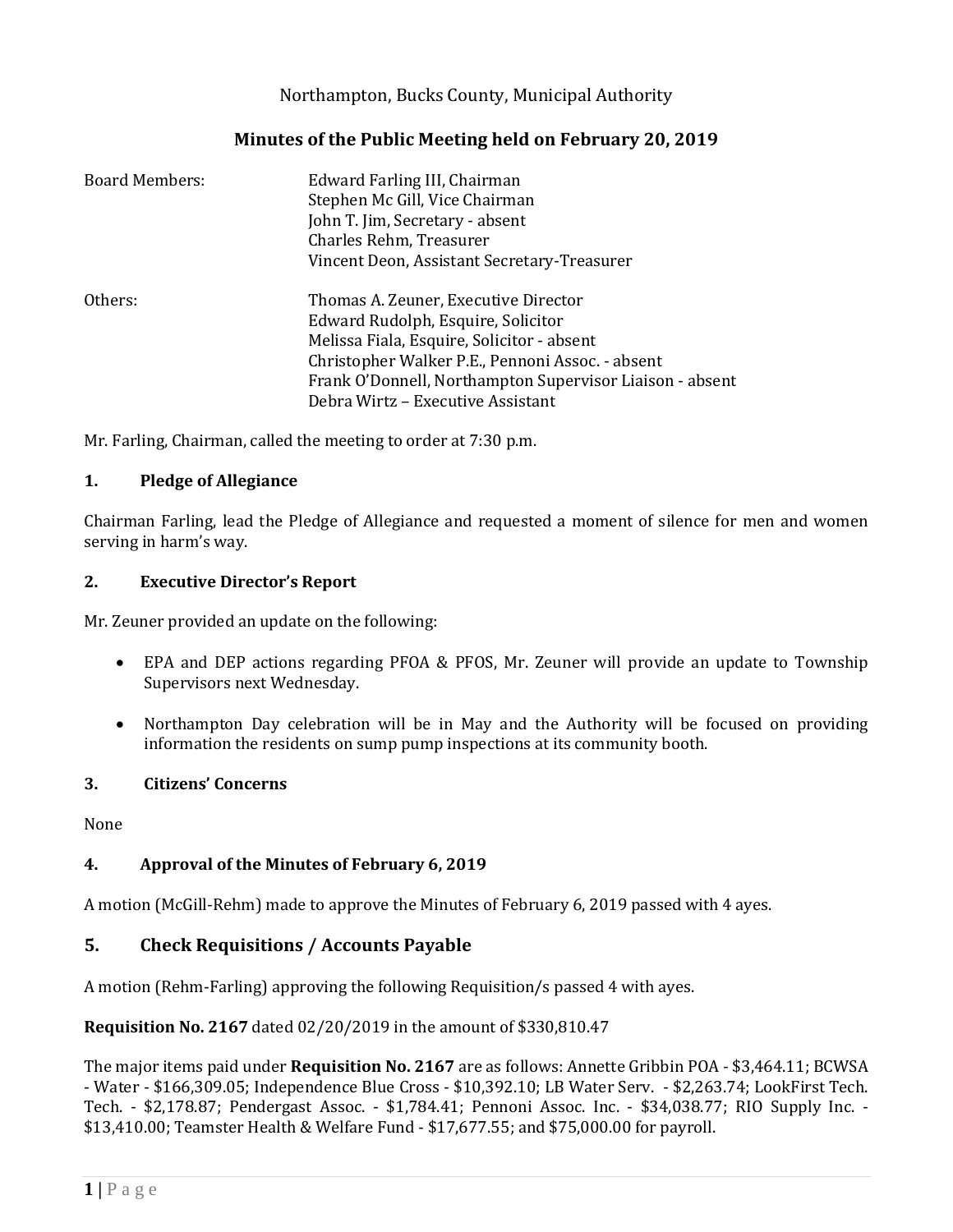Northampton, Bucks County, Municipal Authority

# Minutes of the Public Meeting held on February 20, 2019

| | |
|---|---|
| Board Members: | Edward Farling III, Chairman |
| | Stephen Mc Gill, Vice Chairman |
| | John T. Jim, Secretary - absent |
| | Charles Rehm, Treasurer |
| | Vincent Deon, Assistant Secretary-Treasurer |
| Others: | Thomas A. Zeuner, Executive Director |
| | Edward Rudolph, Esquire, Solicitor |
| | Melissa Fiala, Esquire, Solicitor - absent |
| | Christopher Walker P.E., Pennoni Assoc. - absent |
| | Frank O'Donnell, Northampton Supervisor Liaison - absent |
| | Debra Wirtz – Executive Assistant |

Mr. Farling, Chairman, called the meeting to order at 7:30 p.m.

## 1. Pledge of Allegiance

Chairman Farling, lead the Pledge of Allegiance and requested a moment of silence for men and women serving in harm's way.

## 2. Executive Director's Report

Mr. Zeuner provided an update on the following:

- EPA and DEP actions regarding PFOA & PFOS, Mr. Zeuner will provide an update to Township Supervisors next Wednesday.
- Northampton Day celebration will be in May and the Authority will be focused on providing information the residents on sump pump inspections at its community booth.

## 3. Citizens' Concerns

None

## 4. Approval of the Minutes of February 6, 2019

A motion (McGill-Rehm) made to approve the Minutes of February 6, 2019 passed with 4 ayes.

## 5. Check Requisitions / Accounts Payable

A motion (Rehm-Farling) approving the following Requisition/s passed 4 with ayes.

**Requisition No. 2167** dated 02/20/2019 in the amount of $330,810.47

The major items paid under **Requisition No. 2167** are as follows: Annette Gribbin POA - $3,464.11; BCWSA - Water - $166,309.05; Independence Blue Cross - $10,392.10; LB Water Serv. - $2,263.74; LookFirst Tech. Tech. - $2,178.87; Pendergast Assoc. - $1,784.41; Pennoni Assoc. Inc. - $34,038.77; RIO Supply Inc. - $13,410.00; Teamster Health & Welfare Fund - $17,677.55; and $75,000.00 for payroll.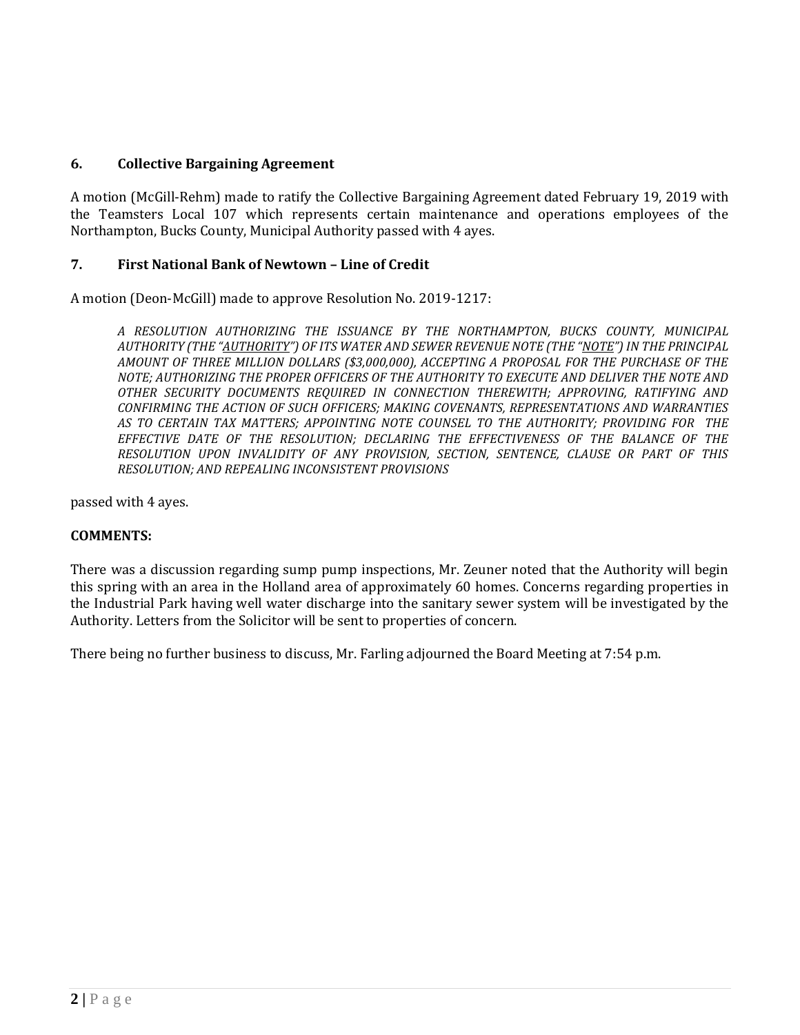### 6. Collective Bargaining Agreement

A motion (McGill-Rehm) made to ratify the Collective Bargaining Agreement dated February 19, 2019 with the Teamsters Local 107 which represents certain maintenance and operations employees of the Northampton, Bucks County, Municipal Authority passed with 4 ayes.

### 7. First National Bank of Newtown – Line of Credit

A motion (Deon-McGill) made to approve Resolution No. 2019-1217:

> *A RESOLUTION AUTHORIZING THE ISSUANCE BY THE NORTHAMPTON, BUCKS COUNTY, MUNICIPAL AUTHORITY (THE "<u>AUTHORITY</u>") OF ITS WATER AND SEWER REVENUE NOTE (THE "<u>NOTE</u>") IN THE PRINCIPAL AMOUNT OF THREE MILLION DOLLARS ($3,000,000), ACCEPTING A PROPOSAL FOR THE PURCHASE OF THE NOTE; AUTHORIZING THE PROPER OFFICERS OF THE AUTHORITY TO EXECUTE AND DELIVER THE NOTE AND OTHER SECURITY DOCUMENTS REQUIRED IN CONNECTION THEREWITH; APPROVING, RATIFYING AND CONFIRMING THE ACTION OF SUCH OFFICERS; MAKING COVENANTS, REPRESENTATIONS AND WARRANTIES AS TO CERTAIN TAX MATTERS; APPOINTING NOTE COUNSEL TO THE AUTHORITY; PROVIDING FOR THE EFFECTIVE DATE OF THE RESOLUTION; DECLARING THE EFFECTIVENESS OF THE BALANCE OF THE RESOLUTION UPON INVALIDITY OF ANY PROVISION, SECTION, SENTENCE, CLAUSE OR PART OF THIS RESOLUTION; AND REPEALING INCONSISTENT PROVISIONS*

passed with 4 ayes.

**COMMENTS:**

There was a discussion regarding sump pump inspections, Mr. Zeuner noted that the Authority will begin this spring with an area in the Holland area of approximately 60 homes. Concerns regarding properties in the Industrial Park having well water discharge into the sanitary sewer system will be investigated by the Authority. Letters from the Solicitor will be sent to properties of concern.

There being no further business to discuss, Mr. Farling adjourned the Board Meeting at 7:54 p.m.